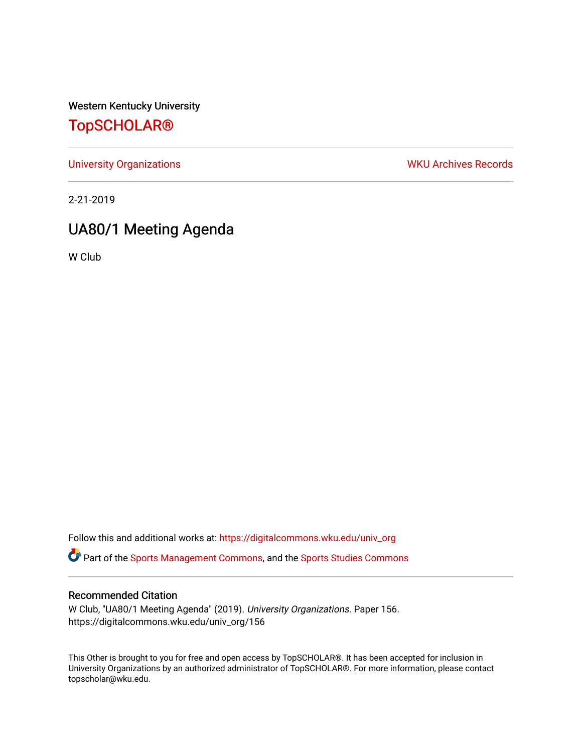Western Kentucky University

# TopSCHOLAR®

University Organizations | WKU Archives Records

2-21-2019

## UA80/1 Meeting Agenda

W Club

Follow this and additional works at: https://digitalcommons.wku.edu/univ_org

Part of the Sports Management Commons, and the Sports Studies Commons

### Recommended Citation

W Club, "UA80/1 Meeting Agenda" (2019). *University Organizations.* Paper 156.
https://digitalcommons.wku.edu/univ_org/156

This Other is brought to you for free and open access by TopSCHOLAR®. It has been accepted for inclusion in University Organizations by an authorized administrator of TopSCHOLAR®. For more information, please contact topscholar@wku.edu.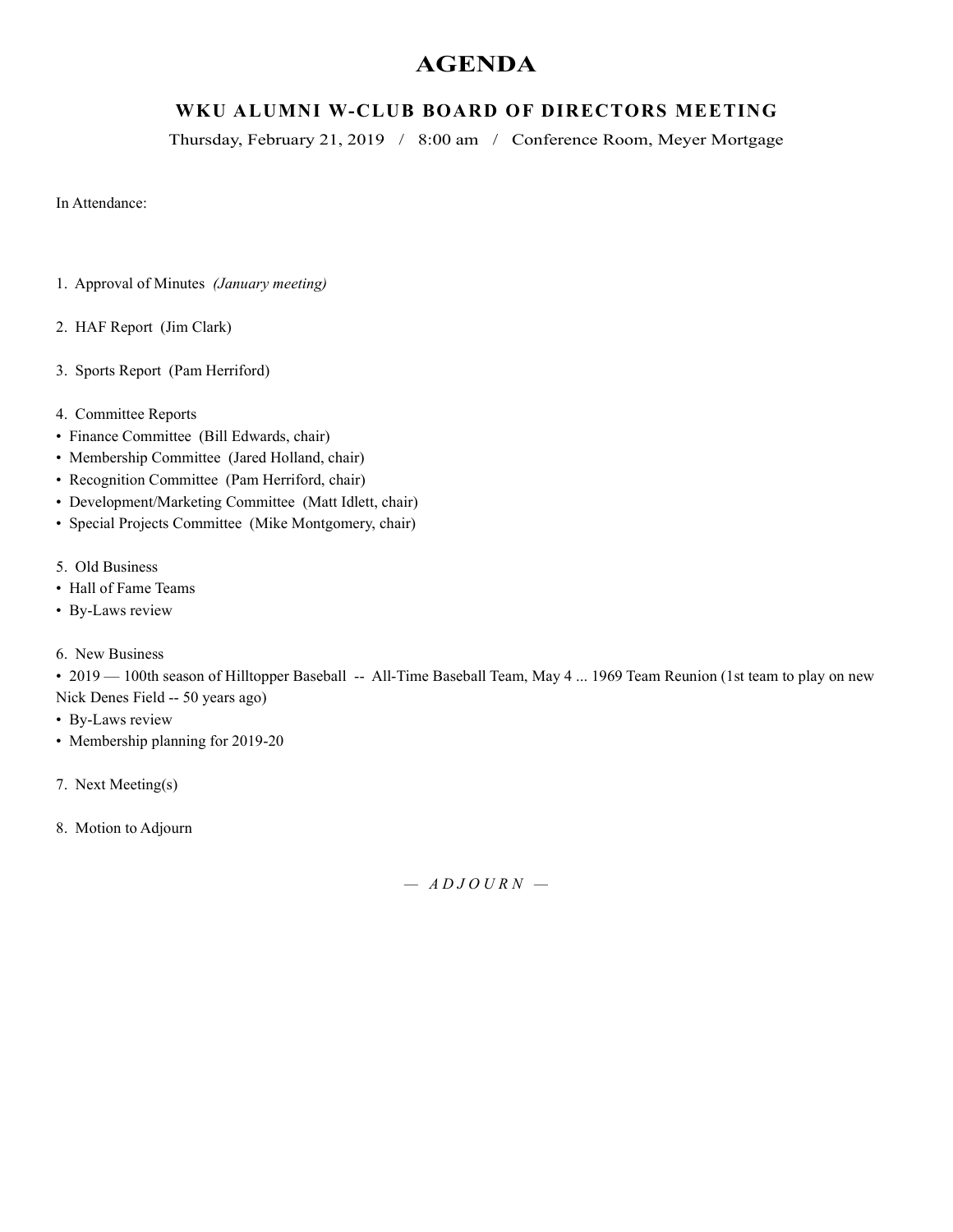# AGENDA

## WKU ALUMNI W-CLUB BOARD OF DIRECTORS MEETING

Thursday, February 21, 2019 / 8:00 am / Conference Room, Meyer Mortgage

In Attendance:

1. Approval of Minutes *(January meeting)*

2. HAF Report (Jim Clark)

3. Sports Report (Pam Herriford)

4. Committee Reports
- Finance Committee (Bill Edwards, chair)
- Membership Committee (Jared Holland, chair)
- Recognition Committee (Pam Herriford, chair)
- Development/Marketing Committee (Matt Idlett, chair)
- Special Projects Committee (Mike Montgomery, chair)

5. Old Business
- Hall of Fame Teams
- By-Laws review

6. New Business
- 2019 — 100th season of Hilltopper Baseball -- All-Time Baseball Team, May 4 ... 1969 Team Reunion (1st team to play on new Nick Denes Field -- 50 years ago)
- By-Laws review
- Membership planning for 2019-20

7. Next Meeting(s)

8. Motion to Adjourn

*— ADJOURN —*